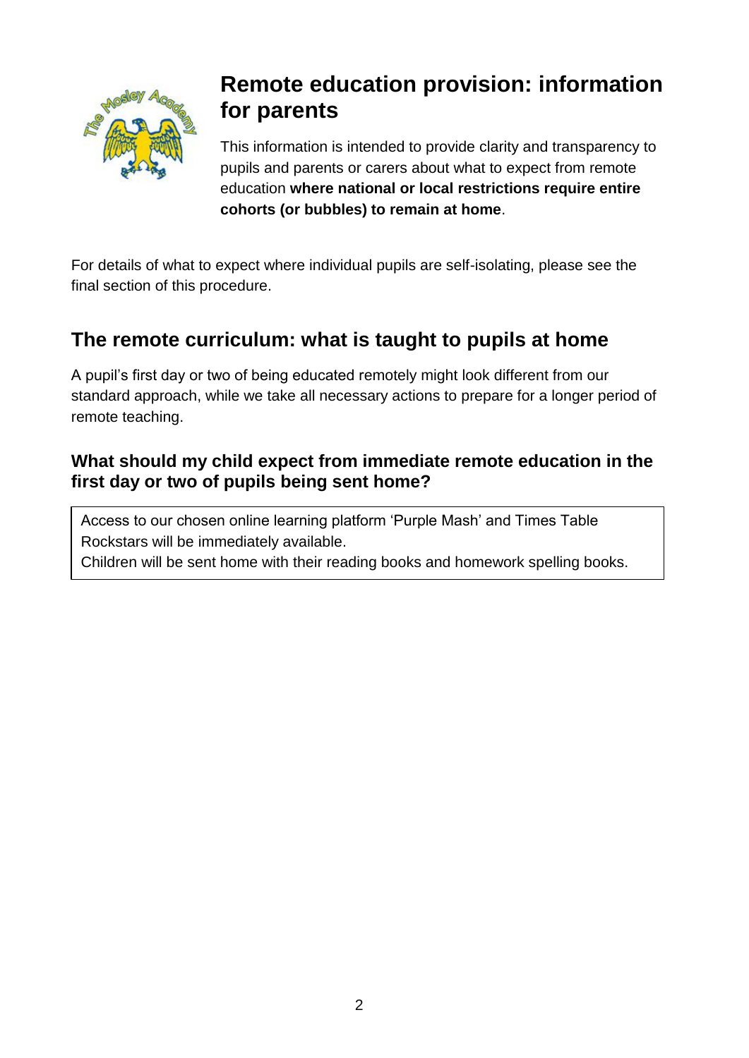# Remote education provision: information for parents

This information is intended to provide clarity and transparency to pupils and parents or carers about what to expect from remote education **where national or local restrictions require entire cohorts (or bubbles) to remain at home**.

For details of what to expect where individual pupils are self-isolating, please see the final section of this procedure.

## The remote curriculum: what is taught to pupils at home

A pupil's first day or two of being educated remotely might look different from our standard approach, while we take all necessary actions to prepare for a longer period of remote teaching.

### What should my child expect from immediate remote education in the first day or two of pupils being sent home?

Access to our chosen online learning platform 'Purple Mash' and Times Table Rockstars will be immediately available.
Children will be sent home with their reading books and homework spelling books.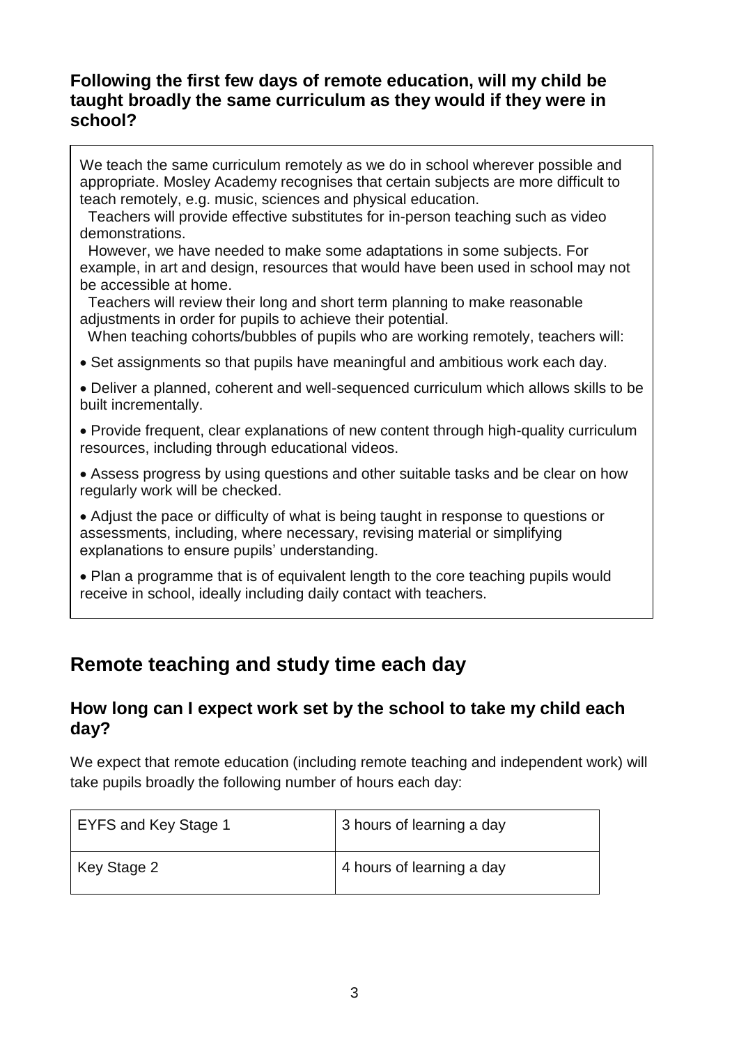### Following the first few days of remote education, will my child be taught broadly the same curriculum as they would if they were in school?

We teach the same curriculum remotely as we do in school wherever possible and appropriate. Mosley Academy recognises that certain subjects are more difficult to teach remotely, e.g. music, sciences and physical education.

Teachers will provide effective substitutes for in-person teaching such as video demonstrations.

However, we have needed to make some adaptations in some subjects. For example, in art and design, resources that would have been used in school may not be accessible at home.

Teachers will review their long and short term planning to make reasonable adjustments in order for pupils to achieve their potential.

When teaching cohorts/bubbles of pupils who are working remotely, teachers will:

- Set assignments so that pupils have meaningful and ambitious work each day.
- Deliver a planned, coherent and well-sequenced curriculum which allows skills to be built incrementally.
- Provide frequent, clear explanations of new content through high-quality curriculum resources, including through educational videos.
- Assess progress by using questions and other suitable tasks and be clear on how regularly work will be checked.
- Adjust the pace or difficulty of what is being taught in response to questions or assessments, including, where necessary, revising material or simplifying explanations to ensure pupils' understanding.
- Plan a programme that is of equivalent length to the core teaching pupils would receive in school, ideally including daily contact with teachers.

## Remote teaching and study time each day

### How long can I expect work set by the school to take my child each day?

We expect that remote education (including remote teaching and independent work) will take pupils broadly the following number of hours each day:

| | |
|---|---|
| EYFS and Key Stage 1 | 3 hours of learning a day |
| Key Stage 2 | 4 hours of learning a day |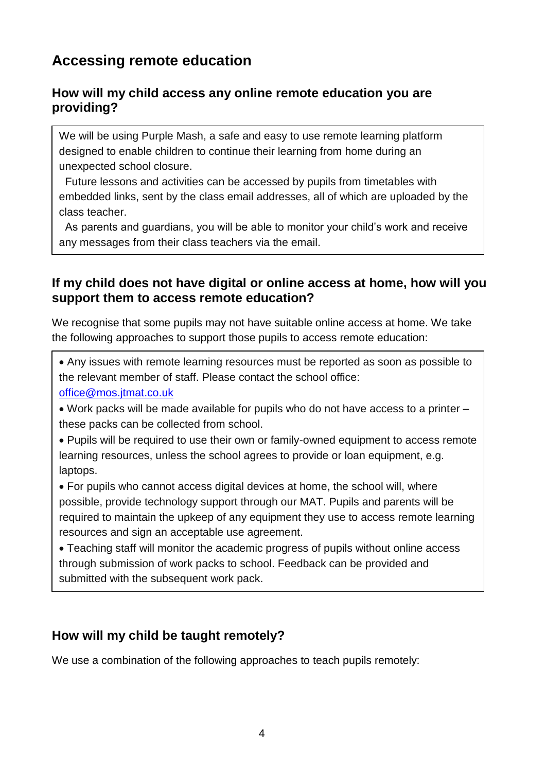## Accessing remote education

### How will my child access any online remote education you are providing?

We will be using Purple Mash, a safe and easy to use remote learning platform designed to enable children to continue their learning from home during an unexpected school closure.

Future lessons and activities can be accessed by pupils from timetables with embedded links, sent by the class email addresses, all of which are uploaded by the class teacher.

As parents and guardians, you will be able to monitor your child's work and receive any messages from their class teachers via the email.

### If my child does not have digital or online access at home, how will you support them to access remote education?

We recognise that some pupils may not have suitable online access at home. We take the following approaches to support those pupils to access remote education:

- Any issues with remote learning resources must be reported as soon as possible to the relevant member of staff. Please contact the school office: [office@mos.jtmat.co.uk](mailto:office@mos.jtmat.co.uk)
- Work packs will be made available for pupils who do not have access to a printer – these packs can be collected from school.
- Pupils will be required to use their own or family-owned equipment to access remote learning resources, unless the school agrees to provide or loan equipment, e.g. laptops.
- For pupils who cannot access digital devices at home, the school will, where possible, provide technology support through our MAT. Pupils and parents will be required to maintain the upkeep of any equipment they use to access remote learning resources and sign an acceptable use agreement.
- Teaching staff will monitor the academic progress of pupils without online access through submission of work packs to school. Feedback can be provided and submitted with the subsequent work pack.

### How will my child be taught remotely?

We use a combination of the following approaches to teach pupils remotely: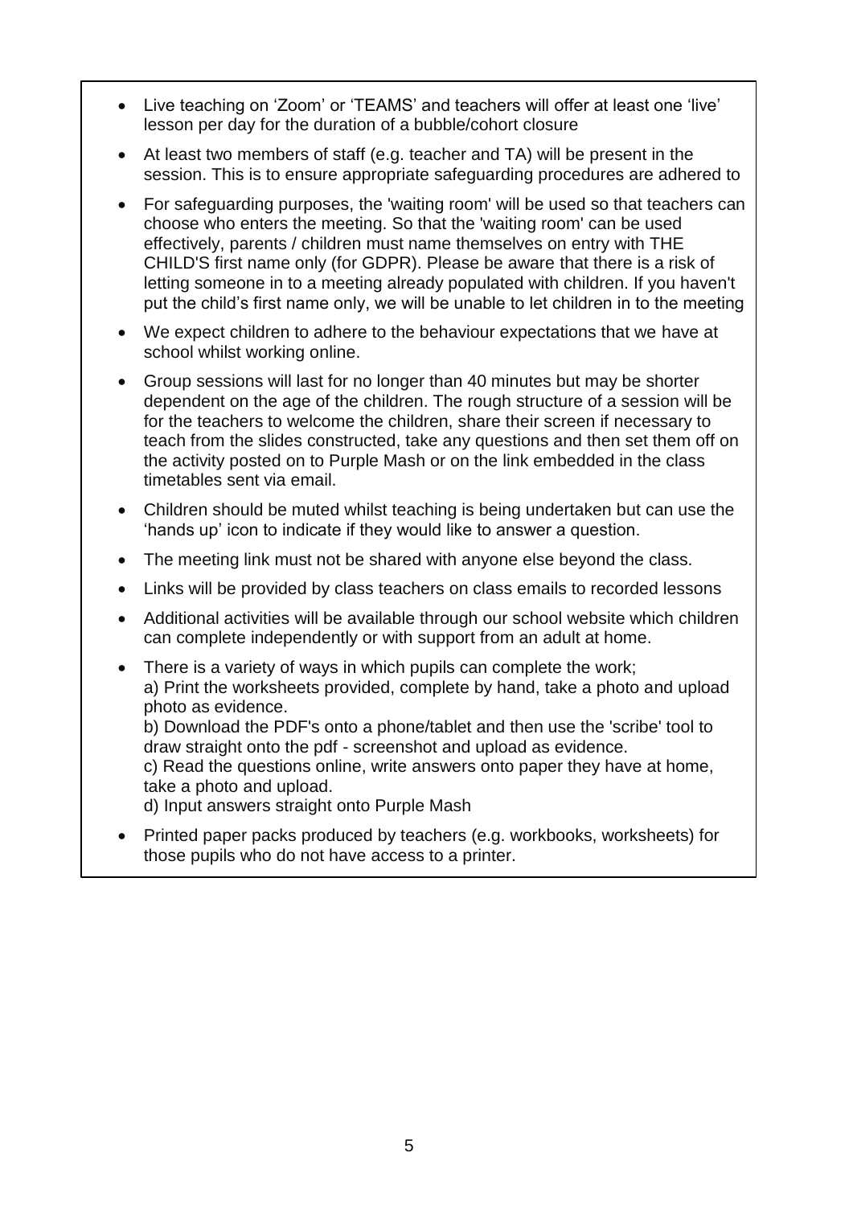- Live teaching on 'Zoom' or 'TEAMS' and teachers will offer at least one 'live' lesson per day for the duration of a bubble/cohort closure
- At least two members of staff (e.g. teacher and TA) will be present in the session. This is to ensure appropriate safeguarding procedures are adhered to
- For safeguarding purposes, the 'waiting room' will be used so that teachers can choose who enters the meeting. So that the 'waiting room' can be used effectively, parents / children must name themselves on entry with THE CHILD'S first name only (for GDPR). Please be aware that there is a risk of letting someone in to a meeting already populated with children. If you haven't put the child's first name only, we will be unable to let children in to the meeting
- We expect children to adhere to the behaviour expectations that we have at school whilst working online.
- Group sessions will last for no longer than 40 minutes but may be shorter dependent on the age of the children. The rough structure of a session will be for the teachers to welcome the children, share their screen if necessary to teach from the slides constructed, take any questions and then set them off on the activity posted on to Purple Mash or on the link embedded in the class timetables sent via email.
- Children should be muted whilst teaching is being undertaken but can use the 'hands up' icon to indicate if they would like to answer a question.
- The meeting link must not be shared with anyone else beyond the class.
- Links will be provided by class teachers on class emails to recorded lessons
- Additional activities will be available through our school website which children can complete independently or with support from an adult at home.
- There is a variety of ways in which pupils can complete the work;
  a) Print the worksheets provided, complete by hand, take a photo and upload photo as evidence.
  b) Download the PDF's onto a phone/tablet and then use the 'scribe' tool to draw straight onto the pdf - screenshot and upload as evidence.
  c) Read the questions online, write answers onto paper they have at home, take a photo and upload.
  d) Input answers straight onto Purple Mash
- Printed paper packs produced by teachers (e.g. workbooks, worksheets) for those pupils who do not have access to a printer.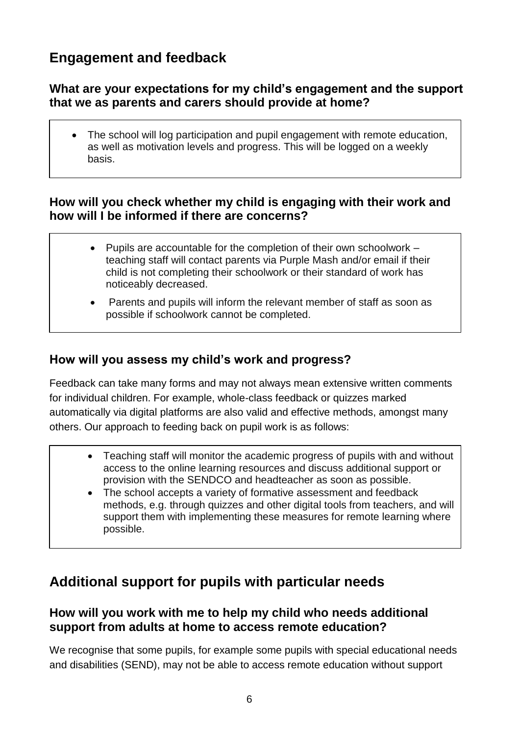## Engagement and feedback

### What are your expectations for my child's engagement and the support that we as parents and carers should provide at home?

- The school will log participation and pupil engagement with remote education, as well as motivation levels and progress. This will be logged on a weekly basis.

### How will you check whether my child is engaging with their work and how will I be informed if there are concerns?

- Pupils are accountable for the completion of their own schoolwork – teaching staff will contact parents via Purple Mash and/or email if their child is not completing their schoolwork or their standard of work has noticeably decreased.
- Parents and pupils will inform the relevant member of staff as soon as possible if schoolwork cannot be completed.

### How will you assess my child's work and progress?

Feedback can take many forms and may not always mean extensive written comments for individual children. For example, whole-class feedback or quizzes marked automatically via digital platforms are also valid and effective methods, amongst many others. Our approach to feeding back on pupil work is as follows:

- Teaching staff will monitor the academic progress of pupils with and without access to the online learning resources and discuss additional support or provision with the SENDCO and headteacher as soon as possible.
- The school accepts a variety of formative assessment and feedback methods, e.g. through quizzes and other digital tools from teachers, and will support them with implementing these measures for remote learning where possible.

## Additional support for pupils with particular needs

### How will you work with me to help my child who needs additional support from adults at home to access remote education?

We recognise that some pupils, for example some pupils with special educational needs and disabilities (SEND), may not be able to access remote education without support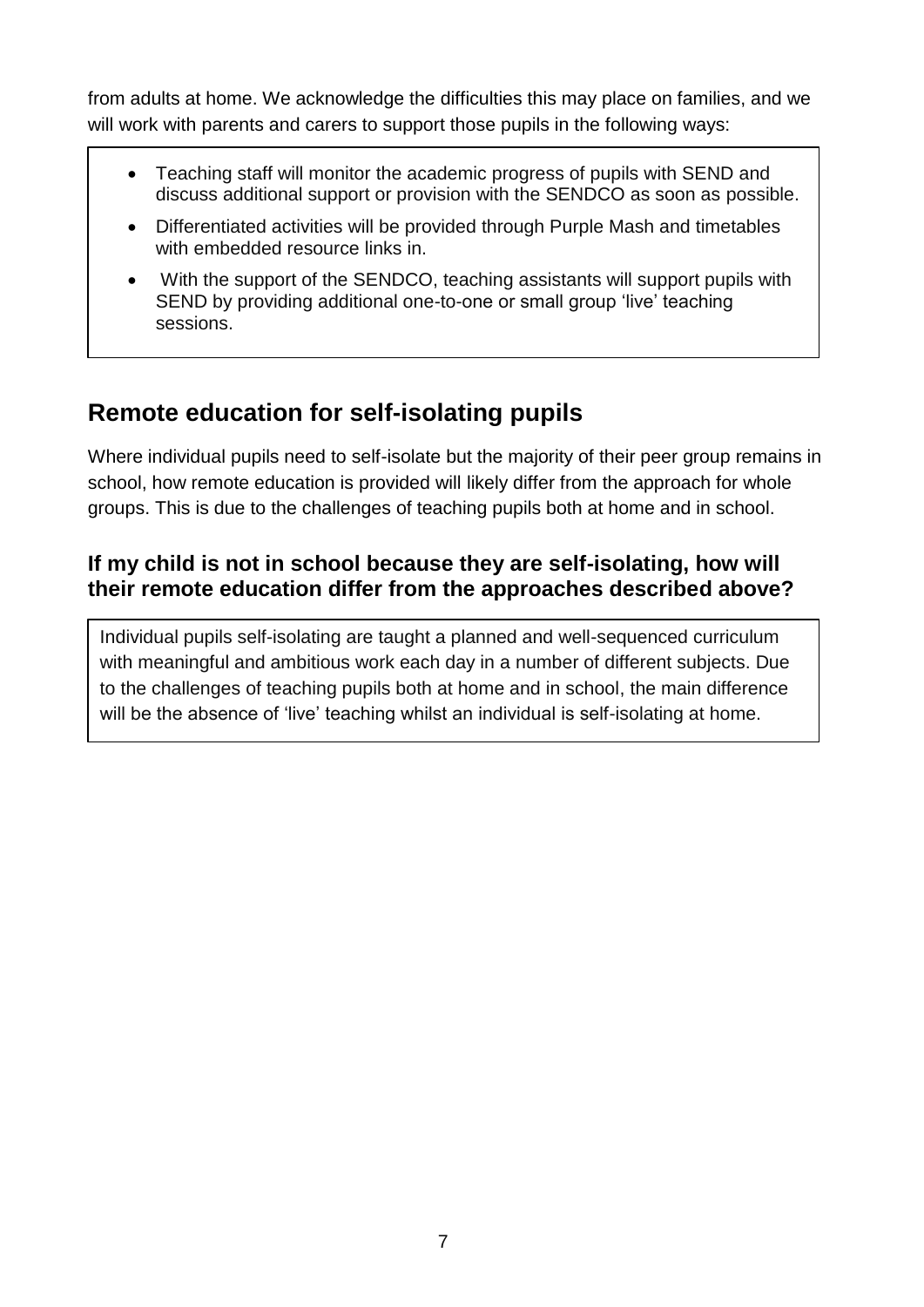from adults at home. We acknowledge the difficulties this may place on families, and we will work with parents and carers to support those pupils in the following ways:

- Teaching staff will monitor the academic progress of pupils with SEND and discuss additional support or provision with the SENDCO as soon as possible.
- Differentiated activities will be provided through Purple Mash and timetables with embedded resource links in.
- With the support of the SENDCO, teaching assistants will support pupils with SEND by providing additional one-to-one or small group 'live' teaching sessions.

## Remote education for self-isolating pupils

Where individual pupils need to self-isolate but the majority of their peer group remains in school, how remote education is provided will likely differ from the approach for whole groups. This is due to the challenges of teaching pupils both at home and in school.

### If my child is not in school because they are self-isolating, how will their remote education differ from the approaches described above?

Individual pupils self-isolating are taught a planned and well-sequenced curriculum with meaningful and ambitious work each day in a number of different subjects. Due to the challenges of teaching pupils both at home and in school, the main difference will be the absence of 'live' teaching whilst an individual is self-isolating at home.